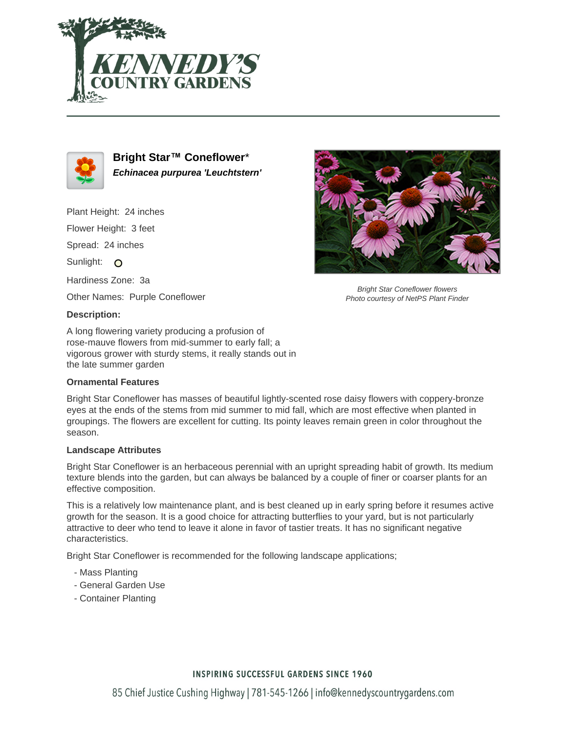# Bright Star™ Coneflower*

***Echinacea purpurea 'Leuchtstern'***

Plant Height: 24 inches

Flower Height: 3 feet

Spread: 24 inches

Sunlight: 

Hardiness Zone: 3a

Other Names: Purple Coneflower

**Description:**

A long flowering variety producing a profusion of rose-mauve flowers from mid-summer to early fall; a vigorous grower with sturdy stems, it really stands out in the late summer garden

*Bright Star Coneflower flowers*
*Photo courtesy of NetPS Plant Finder*

### Ornamental Features

Bright Star Coneflower has masses of beautiful lightly-scented rose daisy flowers with coppery-bronze eyes at the ends of the stems from mid summer to mid fall, which are most effective when planted in groupings. The flowers are excellent for cutting. Its pointy leaves remain green in color throughout the season.

### Landscape Attributes

Bright Star Coneflower is an herbaceous perennial with an upright spreading habit of growth. Its medium texture blends into the garden, but can always be balanced by a couple of finer or coarser plants for an effective composition.

This is a relatively low maintenance plant, and is best cleaned up in early spring before it resumes active growth for the season. It is a good choice for attracting butterflies to your yard, but is not particularly attractive to deer who tend to leave it alone in favor of tastier treats. It has no significant negative characteristics.

Bright Star Coneflower is recommended for the following landscape applications;

- Mass Planting
- General Garden Use
- Container Planting

INSPIRING SUCCESSFUL GARDENS SINCE 1960

85 Chief Justice Cushing Highway | 781-545-1266 | info@kennedyscountrygardens.com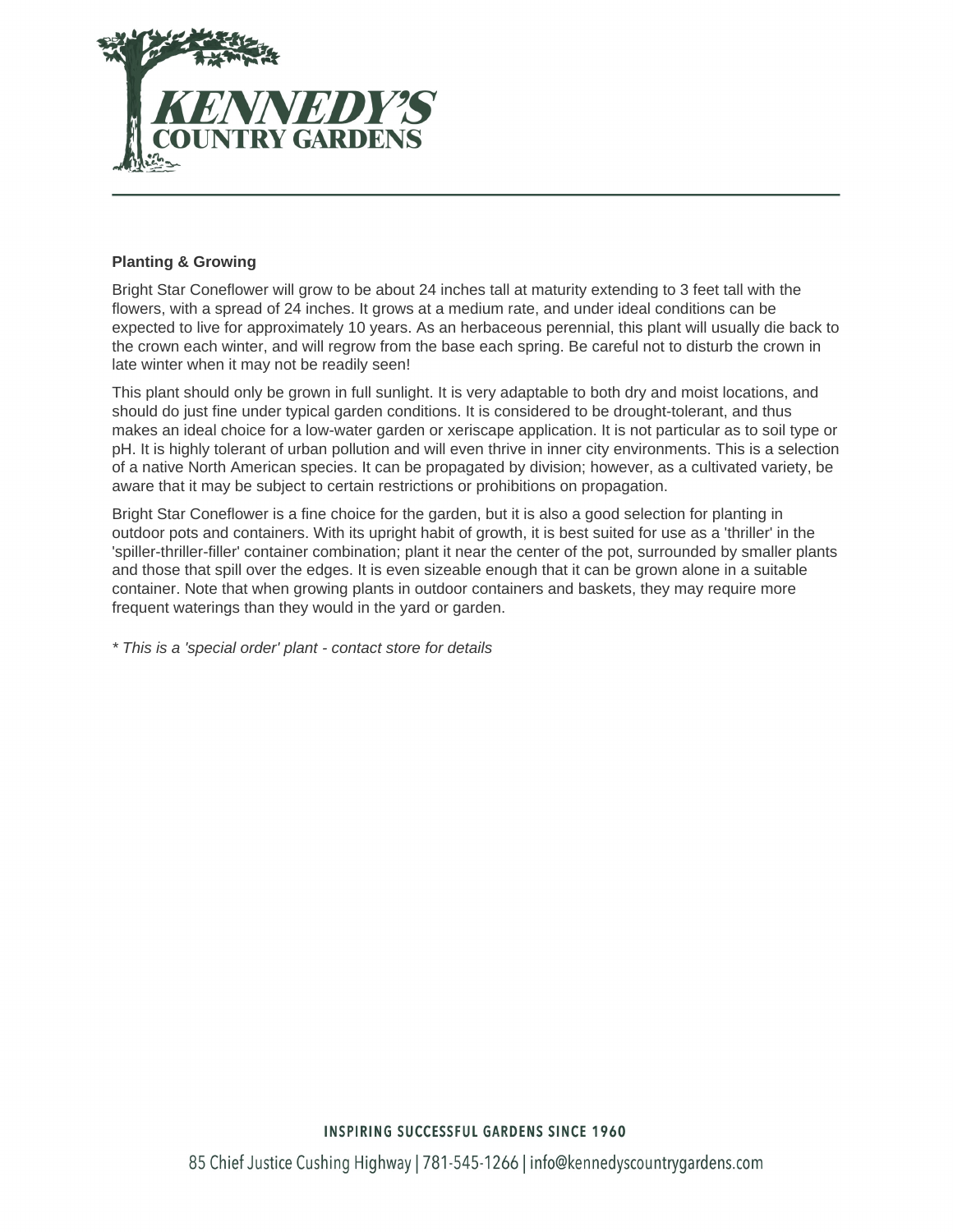**Planting & Growing**

Bright Star Coneflower will grow to be about 24 inches tall at maturity extending to 3 feet tall with the flowers, with a spread of 24 inches. It grows at a medium rate, and under ideal conditions can be expected to live for approximately 10 years. As an herbaceous perennial, this plant will usually die back to the crown each winter, and will regrow from the base each spring. Be careful not to disturb the crown in late winter when it may not be readily seen!

This plant should only be grown in full sunlight. It is very adaptable to both dry and moist locations, and should do just fine under typical garden conditions. It is considered to be drought-tolerant, and thus makes an ideal choice for a low-water garden or xeriscape application. It is not particular as to soil type or pH. It is highly tolerant of urban pollution and will even thrive in inner city environments. This is a selection of a native North American species. It can be propagated by division; however, as a cultivated variety, be aware that it may be subject to certain restrictions or prohibitions on propagation.

Bright Star Coneflower is a fine choice for the garden, but it is also a good selection for planting in outdoor pots and containers. With its upright habit of growth, it is best suited for use as a 'thriller' in the 'spiller-thriller-filler' container combination; plant it near the center of the pot, surrounded by smaller plants and those that spill over the edges. It is even sizeable enough that it can be grown alone in a suitable container. Note that when growing plants in outdoor containers and baskets, they may require more frequent waterings than they would in the yard or garden.

*\* This is a 'special order' plant - contact store for details*